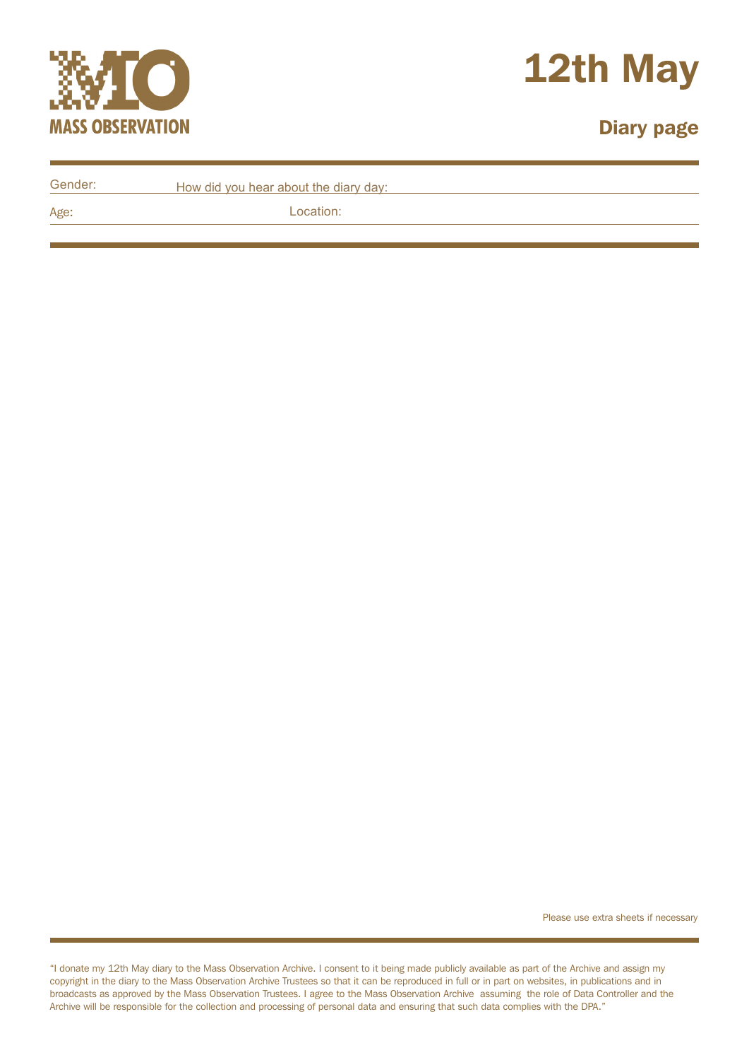MASS OBSERVATION

# 12th May

## Diary page

Gender: How did you hear about the diary day:

Age: Location:

Please use extra sheets if necessary

"I donate my 12th May diary to the Mass Observation Archive. I consent to it being made publicly available as part of the Archive and assign my copyright in the diary to the Mass Observation Archive Trustees so that it can be reproduced in full or in part on websites, in publications and in broadcasts as approved by the Mass Observation Trustees. I agree to the Mass Observation Archive assuming the role of Data Controller and the Archive will be responsible for the collection and processing of personal data and ensuring that such data complies with the DPA."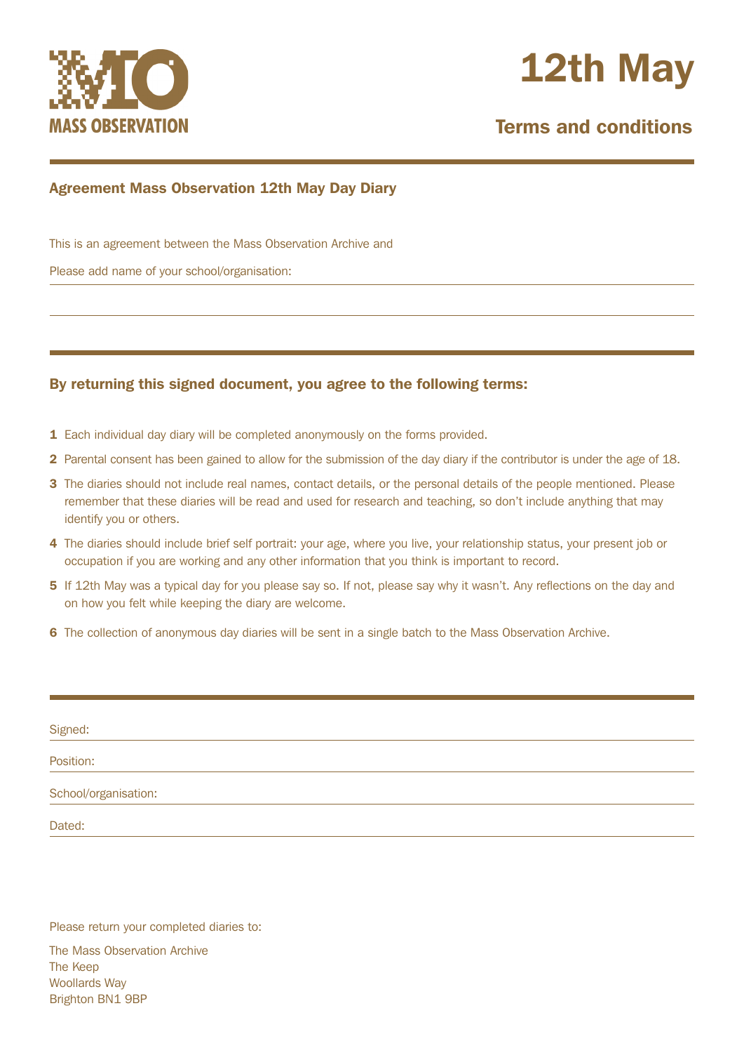MASS OBSERVATION

# 12th May

## Terms and conditions

### Agreement Mass Observation 12th May Day Diary

This is an agreement between the Mass Observation Archive and

Please add name of your school/organisation:

### By returning this signed document, you agree to the following terms:

1. Each individual day diary will be completed anonymously on the forms provided.
2. Parental consent has been gained to allow for the submission of the day diary if the contributor is under the age of 18.
3. The diaries should not include real names, contact details, or the personal details of the people mentioned. Please remember that these diaries will be read and used for research and teaching, so don't include anything that may identify you or others.
4. The diaries should include brief self portrait: your age, where you live, your relationship status, your present job or occupation if you are working and any other information that you think is important to record.
5. If 12th May was a typical day for you please say so. If not, please say why it wasn't. Any reflections on the day and on how you felt while keeping the diary are welcome.
6. The collection of anonymous day diaries will be sent in a single batch to the Mass Observation Archive.

Signed:

Position:

School/organisation:

Dated:

Please return your completed diaries to:

The Mass Observation Archive
The Keep
Woollards Way
Brighton BN1 9BP